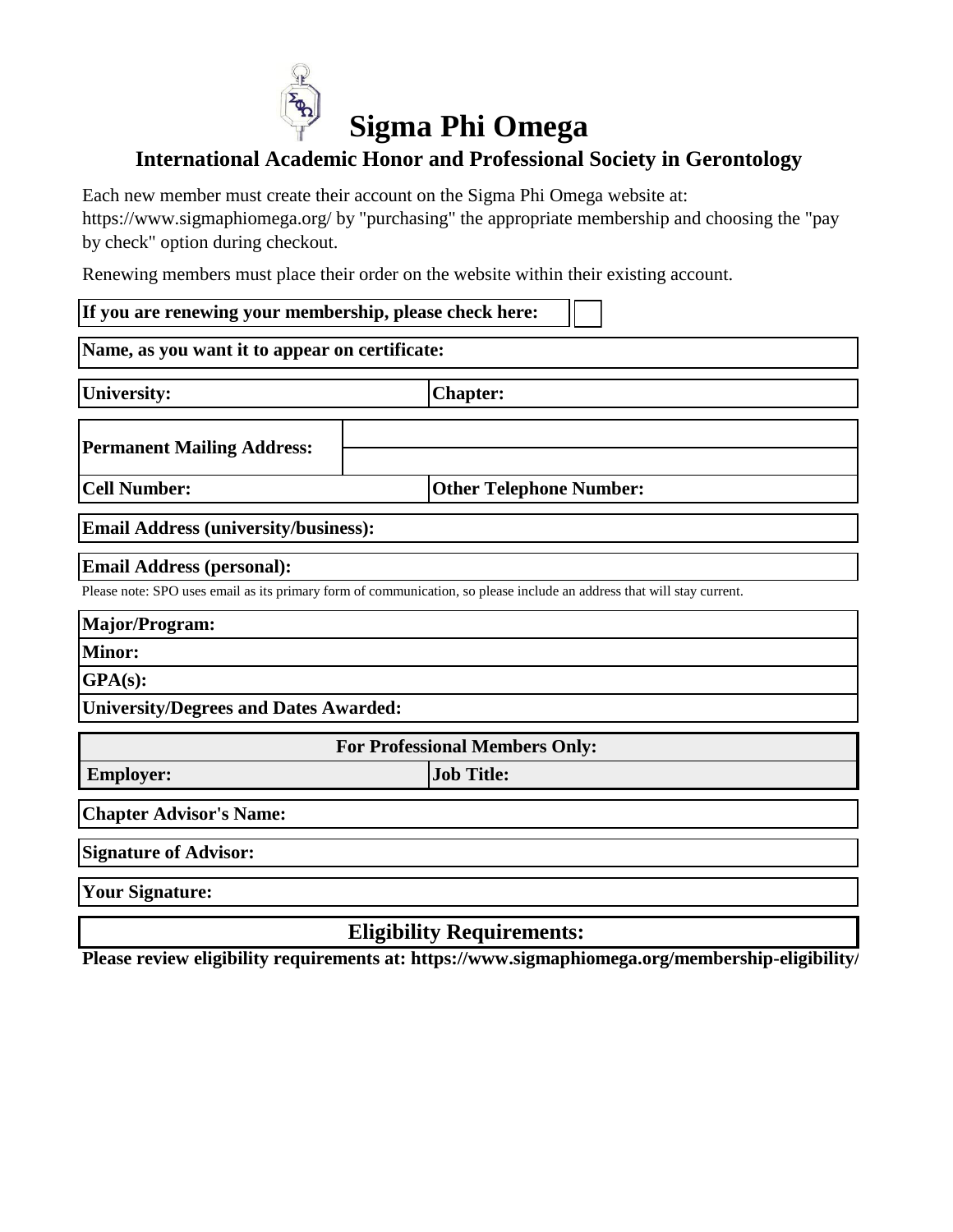# Sigma Phi Omega

## International Academic Honor and Professional Society in Gerontology

Each new member must create their account on the Sigma Phi Omega website at: https://www.sigmaphiomega.org/ by "purchasing" the appropriate membership and choosing the "pay by check" option during checkout.

Renewing members must place their order on the website within their existing account.

| **If you are renewing your membership, please check here:** | ☐ |
|---|---|

| **Name, as you want it to appear on certificate:** |
|---|

| **University:** | **Chapter:** |
|---|---|

| **Permanent Mailing Address:** | |
|---|---|
| | |

| **Cell Number:** | **Other Telephone Number:** |
|---|---|

| **Email Address (university/business):** |
|---|

| **Email Address (personal):** |
|---|

Please note: SPO uses email as its primary form of communication, so please include an address that will stay current.

| **Major/Program:** |
|---|
| **Minor:** |
| **GPA(s):** |
| **University/Degrees and Dates Awarded:** |

| **For Professional Members Only:** | |
|---|---|
| **Employer:** | **Job Title:** |

| **Chapter Advisor's Name:** |
|---|

| **Signature of Advisor:** |
|---|

| **Your Signature:** |
|---|

## Eligibility Requirements:

**Please review eligibility requirements at: https://www.sigmaphiomega.org/membership-eligibility/**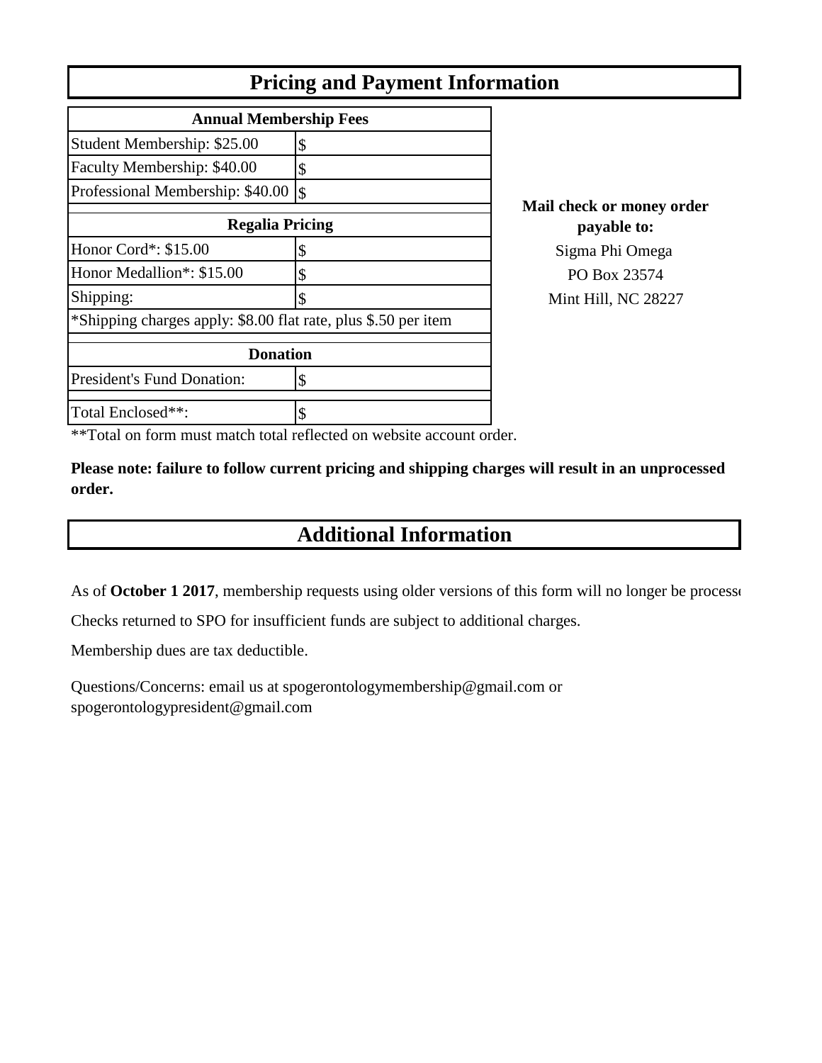## Pricing and Payment Information

| | |
|---|---|
| **Annual Membership Fees** | |
| Student Membership: $25.00 | $ |
| Faculty Membership: $40.00 | $ |
| Professional Membership: $40.00 | $ |
| **Regalia Pricing** | |
| Honor Cord*: $15.00 | $ |
| Honor Medallion*: $15.00 | $ |
| Shipping: | $ |
| *Shipping charges apply: $8.00 flat rate, plus $.50 per item | |
| **Donation** | |
| President's Fund Donation: | $ |
| Total Enclosed**: | $ |

**Total on form must match total reflected on website account order.

**Mail check or money order payable to:**
Sigma Phi Omega
PO Box 23574
Mint Hill, NC 28227

**Please note: failure to follow current pricing and shipping charges will result in an unprocessed order.**

## Additional Information

As of **October 1 2017**, membership requests using older versions of this form will no longer be processe

Checks returned to SPO for insufficient funds are subject to additional charges.

Membership dues are tax deductible.

Questions/Concerns: email us at spogerontologymembership@gmail.com or spogerontologypresident@gmail.com